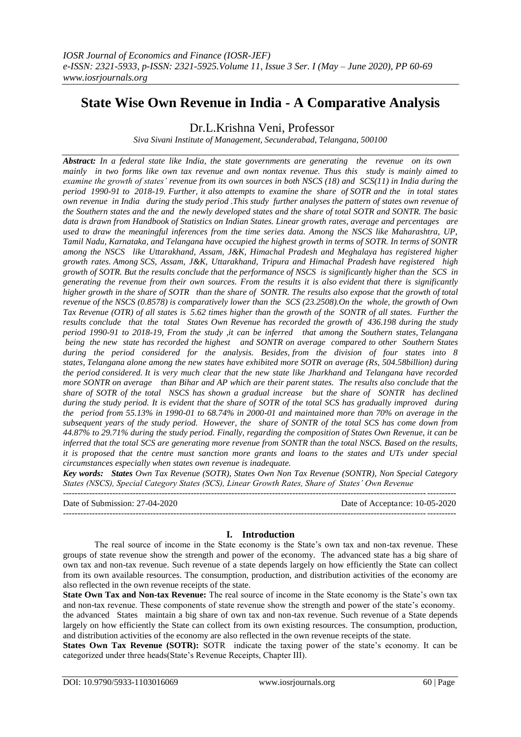# State Wise Own Revenue in India - A Comparative Analysis

Dr.L.Krishna Veni, Professor

*Siva Sivani Institute of Management, Secunderabad, Telangana, 500100*

***Abstract:*** *In a federal state like India, the state governments are generating the revenue on its own mainly in two forms like own tax revenue and own nontax revenue. Thus this study is mainly aimed to examine the growth of states' revenue from its own sources in both NSCS (18) and SCS(11) in India during the period 1990-91 to 2018-19. Further, it also attempts to examine the share of SOTR and the in total states own revenue in India during the study period .This study further analyses the pattern of states own revenue of the Southern states and the and the newly developed states and the share of total SOTR and SONTR. The basic data is drawn from Handbook of Statistics on Indian States. Linear growth rates, average and percentages are used to draw the meaningful inferences from the time series data. Among the NSCS like Maharashtra, UP, Tamil Nadu, Karnataka, and Telangana have occupied the highest growth in terms of SOTR. In terms of SONTR among the NSCS like Uttarakhand, Assam, J&K, Himachal Pradesh and Meghalaya has registered higher growth rates. Among SCS, Assam, J&K, Uttarakhand, Tripura and Himachal Pradesh have registered high growth of SOTR. But the results conclude that the performance of NSCS is significantly higher than the SCS in generating the revenue from their own sources. From the results it is also evident that there is significantly higher growth in the share of SOTR than the share of SONTR. The results also expose that the growth of total revenue of the NSCS (0.8578) is comparatively lower than the SCS (23.2508).On the whole, the growth of Own Tax Revenue (OTR) of all states is 5.62 times higher than the growth of the SONTR of all states. Further the results conclude that the total States Own Revenue has recorded the growth of 436.198 during the study period 1990-91 to 2018-19, From the study ,it can be inferred that among the Southern states, Telangana being the new state has recorded the highest and SONTR on average compared to other Southern States during the period considered for the analysis. Besides, from the division of four states into 8 states, Telangana alone among the new states have exhibited more SOTR on average (Rs, 504.58billion) during the period considered. It is very much clear that the new state like Jharkhand and Telangana have recorded more SONTR on average than Bihar and AP which are their parent states. The results also conclude that the share of SOTR of the total NSCS has shown a gradual increase but the share of SONTR has declined during the study period. It is evident that the share of SOTR of the total SCS has gradually improved during the period from 55.13% in 1990-01 to 68.74% in 2000-01 and maintained more than 70% on average in the subsequent years of the study period. However, the share of SONTR of the total SCS has come down from 44.87% to 29.71% during the study period. Finally, regarding the composition of States Own Revenue, it can be inferred that the total SCS are generating more revenue from SONTR than the total NSCS. Based on the results, it is proposed that the centre must sanction more grants and loans to the states and UTs under special circumstances especially when states own revenue is inadequate.*

***Key words:*** ***States*** *Own Tax Revenue (SOTR), States Own Non Tax Revenue (SONTR), Non Special Category States (NSCS), Special Category States (SCS), Linear Growth Rates, Share of States' Own Revenue*

---

Date of Submission: 27-04-2020 | Date of Acceptance: 10-05-2020

---

## I. Introduction

The real source of income in the State economy is the State's own tax and non-tax revenue. These groups of state revenue show the strength and power of the economy. The advanced state has a big share of own tax and non-tax revenue. Such revenue of a state depends largely on how efficiently the State can collect from its own available resources. The consumption, production, and distribution activities of the economy are also reflected in the own revenue receipts of the state.

**State Own Tax and Non-tax Revenue:** The real source of income in the State economy is the State's own tax and non-tax revenue. These components of state revenue show the strength and power of the state's economy. the advanced States maintain a big share of own tax and non-tax revenue. Such revenue of a State depends largely on how efficiently the State can collect from its own existing resources. The consumption, production, and distribution activities of the economy are also reflected in the own revenue receipts of the state.

**States Own Tax Revenue (SOTR):** SOTR indicate the taxing power of the state's economy. It can be categorized under three heads(State's Revenue Receipts, Chapter III).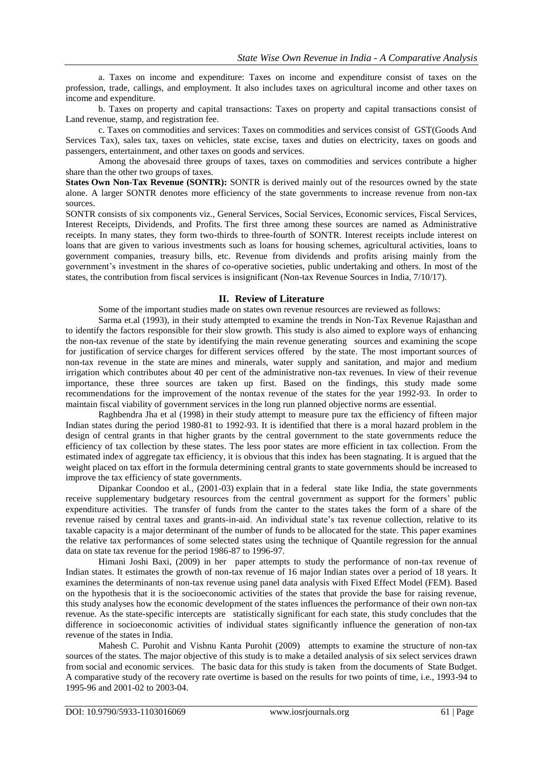a. Taxes on income and expenditure: Taxes on income and expenditure consist of taxes on the profession, trade, callings, and employment. It also includes taxes on agricultural income and other taxes on income and expenditure.

b. Taxes on property and capital transactions: Taxes on property and capital transactions consist of Land revenue, stamp, and registration fee.

c. Taxes on commodities and services: Taxes on commodities and services consist of GST(Goods And Services Tax), sales tax, taxes on vehicles, state excise, taxes and duties on electricity, taxes on goods and passengers, entertainment, and other taxes on goods and services.

Among the abovesaid three groups of taxes, taxes on commodities and services contribute a higher share than the other two groups of taxes.

**States Own Non-Tax Revenue (SONTR):** SONTR is derived mainly out of the resources owned by the state alone. A larger SONTR denotes more efficiency of the state governments to increase revenue from non-tax sources.

SONTR consists of six components viz., General Services, Social Services, Economic services, Fiscal Services, Interest Receipts, Dividends, and Profits. The first three among these sources are named as Administrative receipts. In many states, they form two-thirds to three-fourth of SONTR. Interest receipts include interest on loans that are given to various investments such as loans for housing schemes, agricultural activities, loans to government companies, treasury bills, etc. Revenue from dividends and profits arising mainly from the government's investment in the shares of co-operative societies, public undertaking and others. In most of the states, the contribution from fiscal services is insignificant (Non-tax Revenue Sources in India, 7/10/17).

## II. Review of Literature

Some of the important studies made on states own revenue resources are reviewed as follows:

Sarma et.al (1993), in their study attempted to examine the trends in Non-Tax Revenue Rajasthan and to identify the factors responsible for their slow growth. This study is also aimed to explore ways of enhancing the non-tax revenue of the state by identifying the main revenue generating sources and examining the scope for justification of service charges for different services offered by the state. The most important sources of non-tax revenue in the state are mines and minerals, water supply and sanitation, and major and medium irrigation which contributes about 40 per cent of the administrative non-tax revenues. In view of their revenue importance, these three sources are taken up first. Based on the findings, this study made some recommendations for the improvement of the nontax revenue of the states for the year 1992-93. In order to maintain fiscal viability of government services in the long run planned objective norms are essential.

Raghbendra Jha et al (1998) in their study attempt to measure pure tax the efficiency of fifteen major Indian states during the period 1980-81 to 1992-93. It is identified that there is a moral hazard problem in the design of central grants in that higher grants by the central government to the state governments reduce the efficiency of tax collection by these states. The less poor states are more efficient in tax collection. From the estimated index of aggregate tax efficiency, it is obvious that this index has been stagnating. It is argued that the weight placed on tax effort in the formula determining central grants to state governments should be increased to improve the tax efficiency of state governments.

Dipankar Coondoo et al., (2001-03) explain that in a federal state like India, the state governments receive supplementary budgetary resources from the central government as support for the formers' public expenditure activities. The transfer of funds from the canter to the states takes the form of a share of the revenue raised by central taxes and grants-in-aid. An individual state's tax revenue collection, relative to its taxable capacity is a major determinant of the number of funds to be allocated for the state. This paper examines the relative tax performances of some selected states using the technique of Quantile regression for the annual data on state tax revenue for the period 1986-87 to 1996-97.

Himani Joshi Baxi, (2009) in her paper attempts to study the performance of non-tax revenue of Indian states. It estimates the growth of non-tax revenue of 16 major Indian states over a period of 18 years. It examines the determinants of non-tax revenue using panel data analysis with Fixed Effect Model (FEM). Based on the hypothesis that it is the socioeconomic activities of the states that provide the base for raising revenue, this study analyses how the economic development of the states influences the performance of their own non-tax revenue. As the state-specific intercepts are statistically significant for each state, this study concludes that the difference in socioeconomic activities of individual states significantly influence the generation of non-tax revenue of the states in India.

Mahesh C. Purohit and Vishnu Kanta Purohit (2009) attempts to examine the structure of non-tax sources of the states. The major objective of this study is to make a detailed analysis of six select services drawn from social and economic services. The basic data for this study is taken from the documents of State Budget. A comparative study of the recovery rate overtime is based on the results for two points of time, i.e., 1993-94 to 1995-96 and 2001-02 to 2003-04.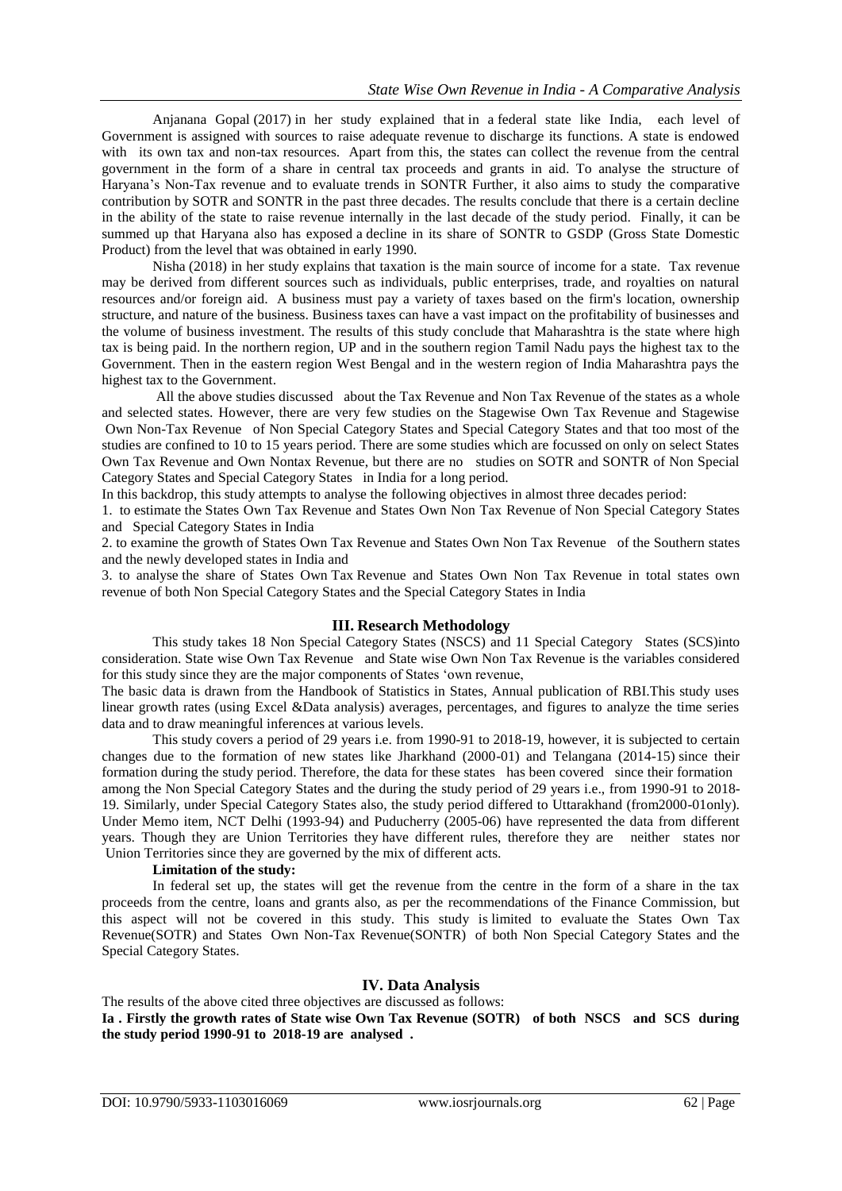Anjanana Gopal (2017) in her study explained that in a federal state like India, each level of Government is assigned with sources to raise adequate revenue to discharge its functions. A state is endowed with its own tax and non-tax resources. Apart from this, the states can collect the revenue from the central government in the form of a share in central tax proceeds and grants in aid. To analyse the structure of Haryana's Non-Tax revenue and to evaluate trends in SONTR Further, it also aims to study the comparative contribution by SOTR and SONTR in the past three decades. The results conclude that there is a certain decline in the ability of the state to raise revenue internally in the last decade of the study period. Finally, it can be summed up that Haryana also has exposed a decline in its share of SONTR to GSDP (Gross State Domestic Product) from the level that was obtained in early 1990.

Nisha (2018) in her study explains that taxation is the main source of income for a state. Tax revenue may be derived from different sources such as individuals, public enterprises, trade, and royalties on natural resources and/or foreign aid. A business must pay a variety of taxes based on the firm's location, ownership structure, and nature of the business. Business taxes can have a vast impact on the profitability of businesses and the volume of business investment. The results of this study conclude that Maharashtra is the state where high tax is being paid. In the northern region, UP and in the southern region Tamil Nadu pays the highest tax to the Government. Then in the eastern region West Bengal and in the western region of India Maharashtra pays the highest tax to the Government.

All the above studies discussed about the Tax Revenue and Non Tax Revenue of the states as a whole and selected states. However, there are very few studies on the Stagewise Own Tax Revenue and Stagewise Own Non-Tax Revenue of Non Special Category States and Special Category States and that too most of the studies are confined to 10 to 15 years period. There are some studies which are focussed on only on select States Own Tax Revenue and Own Nontax Revenue, but there are no studies on SOTR and SONTR of Non Special Category States and Special Category States in India for a long period.

In this backdrop, this study attempts to analyse the following objectives in almost three decades period:

1. to estimate the States Own Tax Revenue and States Own Non Tax Revenue of Non Special Category States and Special Category States in India
2. to examine the growth of States Own Tax Revenue and States Own Non Tax Revenue of the Southern states and the newly developed states in India and
3. to analyse the share of States Own Tax Revenue and States Own Non Tax Revenue in total states own revenue of both Non Special Category States and the Special Category States in India

## III. Research Methodology

This study takes 18 Non Special Category States (NSCS) and 11 Special Category States (SCS)into consideration. State wise Own Tax Revenue and State wise Own Non Tax Revenue is the variables considered for this study since they are the major components of States 'own revenue,

The basic data is drawn from the Handbook of Statistics in States, Annual publication of RBI.This study uses linear growth rates (using Excel &Data analysis) averages, percentages, and figures to analyze the time series data and to draw meaningful inferences at various levels.

This study covers a period of 29 years i.e. from 1990-91 to 2018-19, however, it is subjected to certain changes due to the formation of new states like Jharkhand (2000-01) and Telangana (2014-15) since their formation during the study period. Therefore, the data for these states has been covered since their formation among the Non Special Category States and the during the study period of 29 years i.e., from 1990-91 to 2018-19. Similarly, under Special Category States also, the study period differed to Uttarakhand (from2000-01only). Under Memo item, NCT Delhi (1993-94) and Puducherry (2005-06) have represented the data from different years. Though they are Union Territories they have different rules, therefore they are neither states nor Union Territories since they are governed by the mix of different acts.

**Limitation of the study:**

In federal set up, the states will get the revenue from the centre in the form of a share in the tax proceeds from the centre, loans and grants also, as per the recommendations of the Finance Commission, but this aspect will not be covered in this study. This study is limited to evaluate the States Own Tax Revenue(SOTR) and States Own Non-Tax Revenue(SONTR) of both Non Special Category States and the Special Category States.

## IV. Data Analysis

The results of the above cited three objectives are discussed as follows:

**Ia . Firstly the growth rates of State wise Own Tax Revenue (SOTR) of both NSCS and SCS during the study period 1990-91 to 2018-19 are analysed .**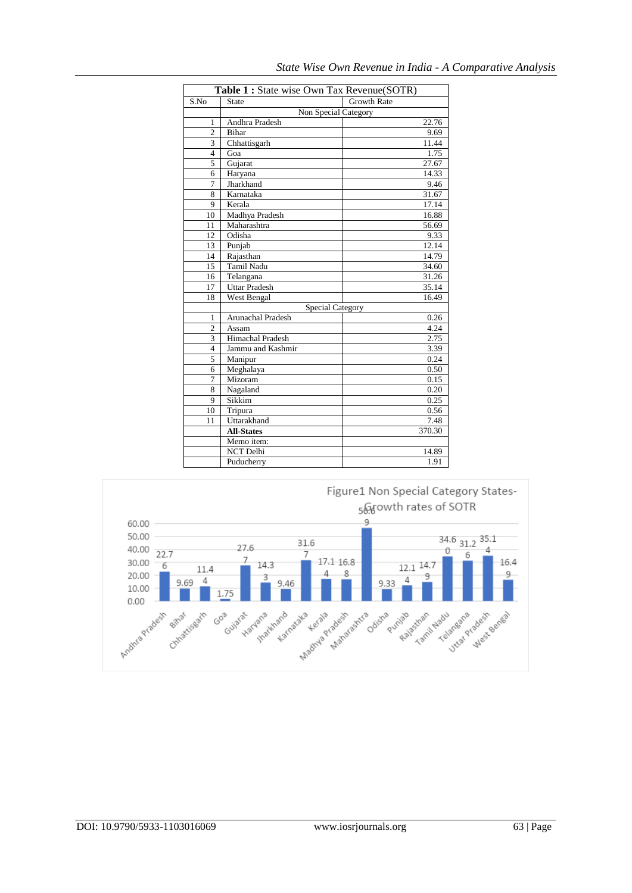**Table 1 :** State wise Own Tax Revenue(SOTR)

| S.No | State | Growth Rate |
|---|---|---|
| | Non Special Category | |
| 1 | Andhra Pradesh | 22.76 |
| 2 | Bihar | 9.69 |
| 3 | Chhattisgarh | 11.44 |
| 4 | Goa | 1.75 |
| 5 | Gujarat | 27.67 |
| 6 | Haryana | 14.33 |
| 7 | Jharkhand | 9.46 |
| 8 | Karnataka | 31.67 |
| 9 | Kerala | 17.14 |
| 10 | Madhya Pradesh | 16.88 |
| 11 | Maharashtra | 56.69 |
| 12 | Odisha | 9.33 |
| 13 | Punjab | 12.14 |
| 14 | Rajasthan | 14.79 |
| 15 | Tamil Nadu | 34.60 |
| 16 | Telangana | 31.26 |
| 17 | Uttar Pradesh | 35.14 |
| 18 | West Bengal | 16.49 |
| | Special Category | |
| 1 | Arunachal Pradesh | 0.26 |
| 2 | Assam | 4.24 |
| 3 | Himachal Pradesh | 2.75 |
| 4 | Jammu and Kashmir | 3.39 |
| 5 | Manipur | 0.24 |
| 6 | Meghalaya | 0.50 |
| 7 | Mizoram | 0.15 |
| 8 | Nagaland | 0.20 |
| 9 | Sikkim | 0.25 |
| 10 | Tripura | 0.56 |
| 11 | Uttarakhand | 7.48 |
| | **All-States** | 370.30 |
| | Memo item: | |
| | NCT Delhi | 14.89 |
| | Puducherry | 1.91 |

Figure1 Non Special Category States-Growth rates of SOTR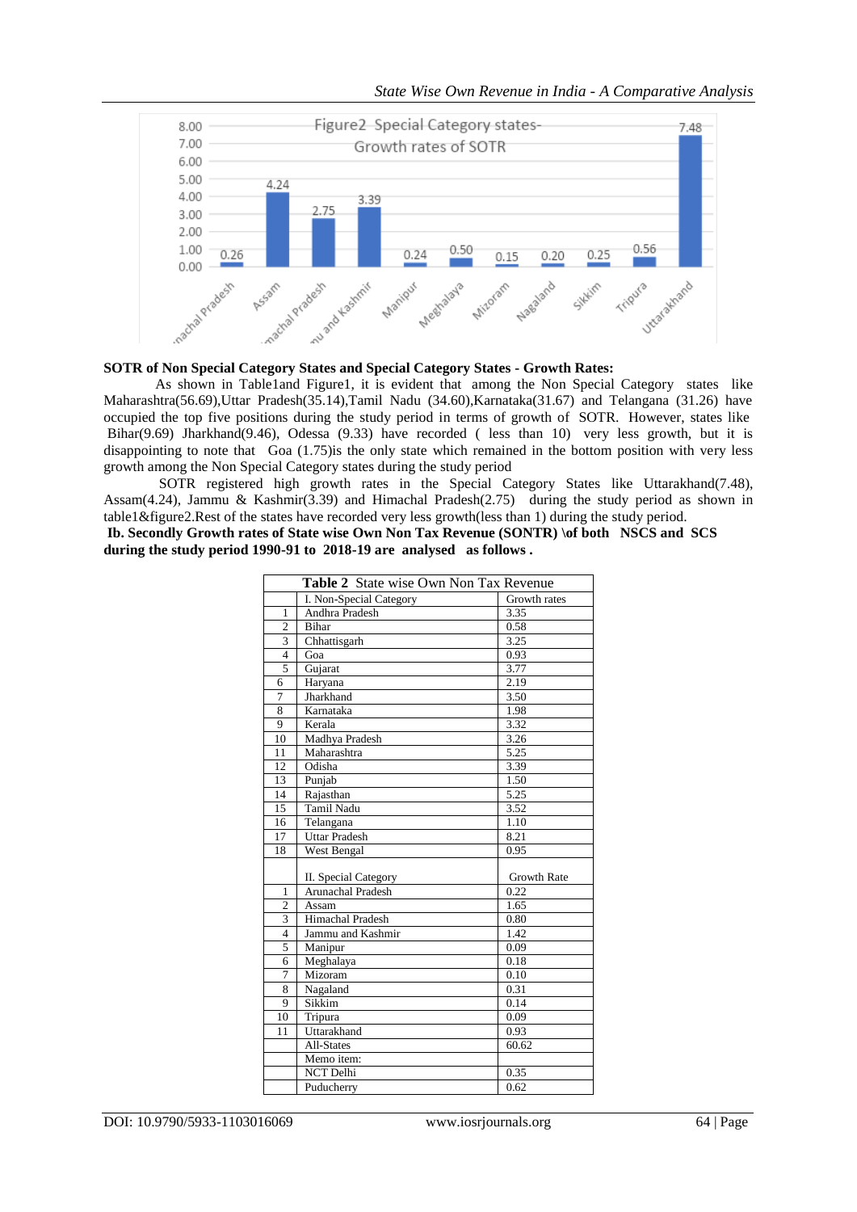Figure2 Special Category states- Growth rates of SOTR

**SOTR of Non Special Category States and Special Category States - Growth Rates:**

As shown in Table1and Figure1, it is evident that among the Non Special Category states like Maharashtra(56.69),Uttar Pradesh(35.14),Tamil Nadu (34.60),Karnataka(31.67) and Telangana (31.26) have occupied the top five positions during the study period in terms of growth of SOTR. However, states like Bihar(9.69) Jharkhand(9.46), Odessa (9.33) have recorded ( less than 10) very less growth, but it is disappointing to note that Goa (1.75)is the only state which remained in the bottom position with very less growth among the Non Special Category states during the study period

SOTR registered high growth rates in the Special Category States like Uttarakhand(7.48), Assam(4.24), Jammu & Kashmir(3.39) and Himachal Pradesh(2.75) during the study period as shown in table1&figure2.Rest of the states have recorded very less growth(less than 1) during the study period.

**Ib. Secondly Growth rates of State wise Own Non Tax Revenue (SONTR) \of both NSCS and SCS during the study period 1990-91 to 2018-19 are analysed as follows .**

**Table 2** State wise Own Non Tax Revenue

| | I. Non-Special Category | Growth rates |
|---|---|---|
| 1 | Andhra Pradesh | 3.35 |
| 2 | Bihar | 0.58 |
| 3 | Chhattisgarh | 3.25 |
| 4 | Goa | 0.93 |
| 5 | Gujarat | 3.77 |
| 6 | Haryana | 2.19 |
| 7 | Jharkhand | 3.50 |
| 8 | Karnataka | 1.98 |
| 9 | Kerala | 3.32 |
| 10 | Madhya Pradesh | 3.26 |
| 11 | Maharashtra | 5.25 |
| 12 | Odisha | 3.39 |
| 13 | Punjab | 1.50 |
| 14 | Rajasthan | 5.25 |
| 15 | Tamil Nadu | 3.52 |
| 16 | Telangana | 1.10 |
| 17 | Uttar Pradesh | 8.21 |
| 18 | West Bengal | 0.95 |
| | II. Special Category | Growth Rate |
| 1 | Arunachal Pradesh | 0.22 |
| 2 | Assam | 1.65 |
| 3 | Himachal Pradesh | 0.80 |
| 4 | Jammu and Kashmir | 1.42 |
| 5 | Manipur | 0.09 |
| 6 | Meghalaya | 0.18 |
| 7 | Mizoram | 0.10 |
| 8 | Nagaland | 0.31 |
| 9 | Sikkim | 0.14 |
| 10 | Tripura | 0.09 |
| 11 | Uttarakhand | 0.93 |
| | All-States | 60.62 |
| | Memo item: | |
| | NCT Delhi | 0.35 |
| | Puducherry | 0.62 |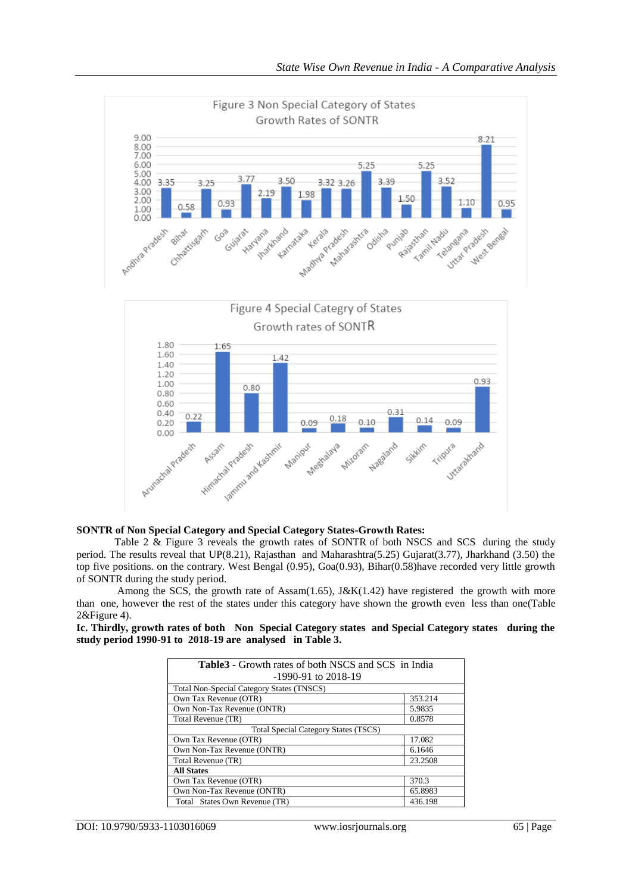Figure 3 Non Special Category of States
Growth Rates of SONTR

| State | Growth Rate |
|---|---|
| Andhra Pradesh | 3.35 |
| Bihar | 0.58 |
| Chhattisgarh | 3.25 |
| Goa | 0.93 |
| Gujarat | 3.77 |
| Haryana | 2.19 |
| Jharkhand | 3.50 |
| Karnataka | 1.98 |
| Kerala | 3.32 |
| Madhya Pradesh | 3.26 |
| Maharashtra | 5.25 |
| Odisha | 3.39 |
| Punjab | 1.50 |
| Rajasthan | 5.25 |
| Tamil Nadu | 3.52 |
| Telangana | 1.10 |
| Uttar Pradesh | 8.21 |
| West Bengal | 0.95 |

Figure 4 Special Categry of States
Growth rates of SONTR

| State | Growth Rate |
|---|---|
| Arunachal Pradesh | 0.22 |
| Assam | 1.65 |
| Himachal Pradesh | 0.80 |
| Jammu and Kashmir | 1.42 |
| Manipur | 0.09 |
| Meghalaya | 0.18 |
| Mizoram | 0.10 |
| Nagaland | 0.31 |
| Sikkim | 0.14 |
| Tripura | 0.09 |
| Uttarakhand | 0.93 |

**SONTR of Non Special Category and Special Category States-Growth Rates:**

Table 2 & Figure 3 reveals the growth rates of SONTR of both NSCS and SCS during the study period. The results reveal that UP(8.21), Rajasthan and Maharashtra(5.25) Gujarat(3.77), Jharkhand (3.50) the top five positions. on the contrary. West Bengal (0.95), Goa(0.93), Bihar(0.58)have recorded very little growth of SONTR during the study period.

Among the SCS, the growth rate of Assam(1.65), J&K(1.42) have registered the growth with more than one, however the rest of the states under this category have shown the growth even less than one(Table 2&Figure 4).

**Ic. Thirdly, growth rates of both Non Special Category states and Special Category states during the study period 1990-91 to 2018-19 are analysed in Table 3.**

| **Table3** - Growth rates of both NSCS and SCS in India -1990-91 to 2018-19 | |
|---|---|
| Total Non-Special Category States (TNSCS) | |
| Own Tax Revenue (OTR) | 353.214 |
| Own Non-Tax Revenue (ONTR) | 5.9835 |
| Total Revenue (TR) | 0.8578 |
| Total Special Category States (TSCS) | |
| Own Tax Revenue (OTR) | 17.082 |
| Own Non-Tax Revenue (ONTR) | 6.1646 |
| Total Revenue (TR) | 23.2508 |
| **All States** | |
| Own Tax Revenue (OTR) | 370.3 |
| Own Non-Tax Revenue (ONTR) | 65.8983 |
| Total States Own Revenue (TR) | 436.198 |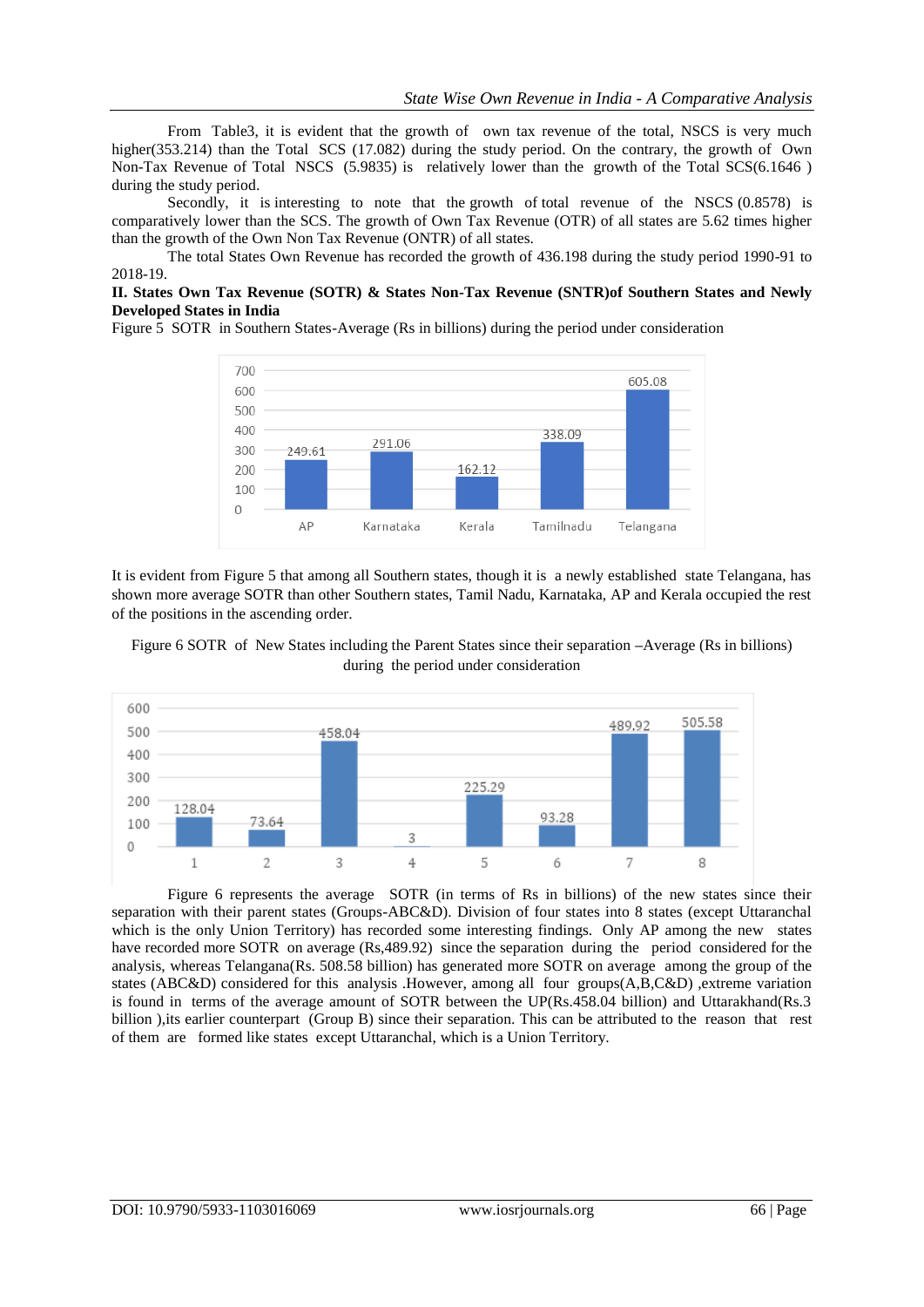From Table3, it is evident that the growth of own tax revenue of the total, NSCS is very much higher(353.214) than the Total SCS (17.082) during the study period. On the contrary, the growth of Own Non-Tax Revenue of Total NSCS (5.9835) is relatively lower than the growth of the Total SCS(6.1646 ) during the study period.

Secondly, it is interesting to note that the growth of total revenue of the NSCS (0.8578) is comparatively lower than the SCS. The growth of Own Tax Revenue (OTR) of all states are 5.62 times higher than the growth of the Own Non Tax Revenue (ONTR) of all states.

The total States Own Revenue has recorded the growth of 436.198 during the study period 1990-91 to 2018-19.

**II. States Own Tax Revenue (SOTR) & States Non-Tax Revenue (SNTR)of Southern States and Newly Developed States in India**

Figure 5 SOTR in Southern States-Average (Rs in billions) during the period under consideration

| State | SOTR |
|---|---|
| AP | 249.61 |
| Karnataka | 291.06 |
| Kerala | 162.12 |
| Tamilnadu | 338.09 |
| Telangana | 605.08 |

It is evident from Figure 5 that among all Southern states, though it is a newly established state Telangana, has shown more average SOTR than other Southern states, Tamil Nadu, Karnataka, AP and Kerala occupied the rest of the positions in the ascending order.

Figure 6 SOTR of New States including the Parent States since their separation –Average (Rs in billions) during the period under consideration

| State | SOTR |
|---|---|
| 1 | 128.04 |
| 2 | 73.64 |
| 3 | 458.04 |
| 4 | 3 |
| 5 | 225.29 |
| 6 | 93.28 |
| 7 | 489.92 |
| 8 | 505.58 |

Figure 6 represents the average SOTR (in terms of Rs in billions) of the new states since their separation with their parent states (Groups-ABC&D). Division of four states into 8 states (except Uttaranchal which is the only Union Territory) has recorded some interesting findings. Only AP among the new states have recorded more SOTR on average (Rs,489.92) since the separation during the period considered for the analysis, whereas Telangana(Rs. 508.58 billion) has generated more SOTR on average among the group of the states (ABC&D) considered for this analysis .However, among all four groups(A,B,C&D) ,extreme variation is found in terms of the average amount of SOTR between the UP(Rs.458.04 billion) and Uttarakhand(Rs.3 billion ),its earlier counterpart (Group B) since their separation. This can be attributed to the reason that rest of them are formed like states except Uttaranchal, which is a Union Territory.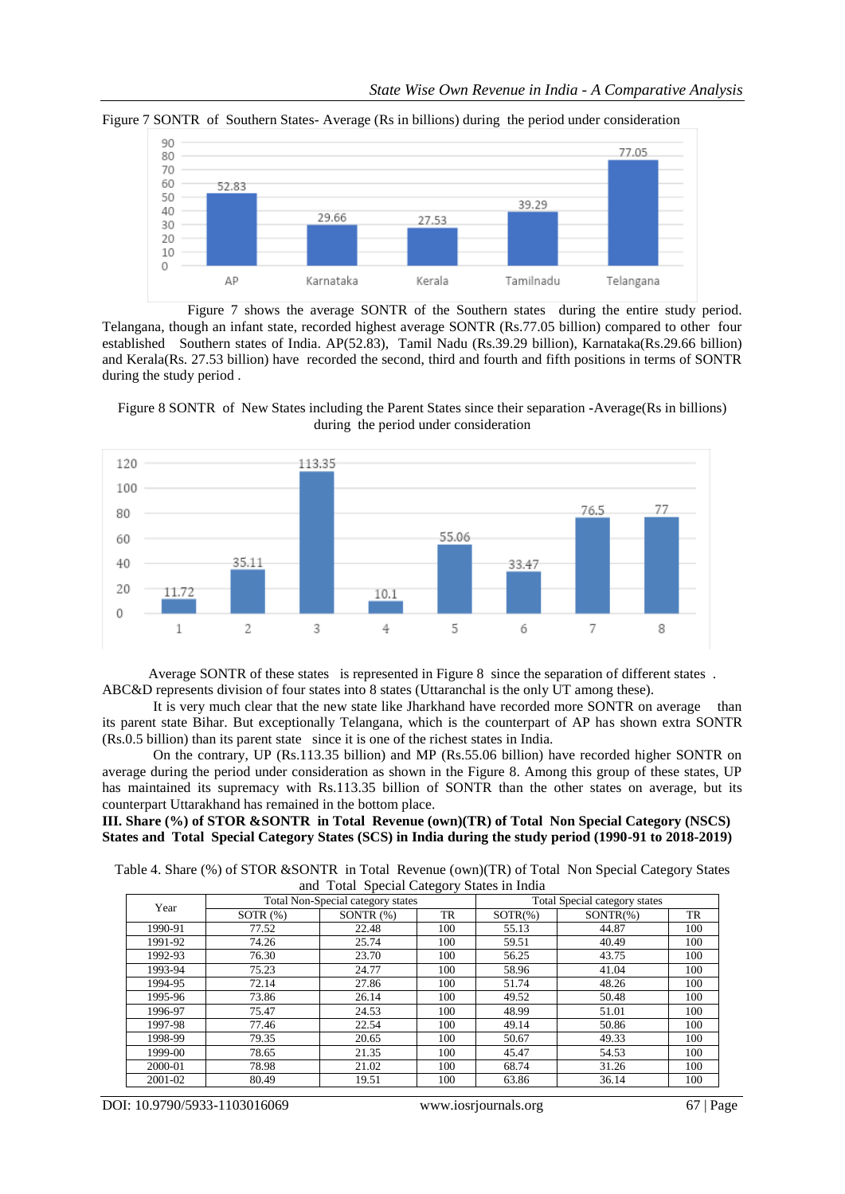Figure 7 SONTR of Southern States- Average (Rs in billions) during the period under consideration

Figure 7 shows the average SONTR of the Southern states during the entire study period. Telangana, though an infant state, recorded highest average SONTR (Rs.77.05 billion) compared to other four established Southern states of India. AP(52.83), Tamil Nadu (Rs.39.29 billion), Karnataka(Rs.29.66 billion) and Kerala(Rs. 27.53 billion) have recorded the second, third and fourth and fifth positions in terms of SONTR during the study period .

Figure 8 SONTR of New States including the Parent States since their separation -Average(Rs in billions) during the period under consideration

Average SONTR of these states is represented in Figure 8 since the separation of different states . ABC&D represents division of four states into 8 states (Uttaranchal is the only UT among these).

It is very much clear that the new state like Jharkhand have recorded more SONTR on average than its parent state Bihar. But exceptionally Telangana, which is the counterpart of AP has shown extra SONTR (Rs.0.5 billion) than its parent state since it is one of the richest states in India.

On the contrary, UP (Rs.113.35 billion) and MP (Rs.55.06 billion) have recorded higher SONTR on average during the period under consideration as shown in the Figure 8. Among this group of these states, UP has maintained its supremacy with Rs.113.35 billion of SONTR than the other states on average, but its counterpart Uttarakhand has remained in the bottom place.

**III. Share (%) of STOR &SONTR in Total Revenue (own)(TR) of Total Non Special Category (NSCS) States and Total Special Category States (SCS) in India during the study period (1990-91 to 2018-2019)**

Table 4. Share (%) of STOR &SONTR in Total Revenue (own)(TR) of Total Non Special Category States and Total Special Category States in India

| Year | Total Non-Special category states | | | Total Special category states | | |
|---|---|---|---|---|---|---|
| | SOTR (%) | SONTR (%) | TR | SOTR(%) | SONTR(%) | TR |
| 1990-91 | 77.52 | 22.48 | 100 | 55.13 | 44.87 | 100 |
| 1991-92 | 74.26 | 25.74 | 100 | 59.51 | 40.49 | 100 |
| 1992-93 | 76.30 | 23.70 | 100 | 56.25 | 43.75 | 100 |
| 1993-94 | 75.23 | 24.77 | 100 | 58.96 | 41.04 | 100 |
| 1994-95 | 72.14 | 27.86 | 100 | 51.74 | 48.26 | 100 |
| 1995-96 | 73.86 | 26.14 | 100 | 49.52 | 50.48 | 100 |
| 1996-97 | 75.47 | 24.53 | 100 | 48.99 | 51.01 | 100 |
| 1997-98 | 77.46 | 22.54 | 100 | 49.14 | 50.86 | 100 |
| 1998-99 | 79.35 | 20.65 | 100 | 50.67 | 49.33 | 100 |
| 1999-00 | 78.65 | 21.35 | 100 | 45.47 | 54.53 | 100 |
| 2000-01 | 78.98 | 21.02 | 100 | 68.74 | 31.26 | 100 |
| 2001-02 | 80.49 | 19.51 | 100 | 63.86 | 36.14 | 100 |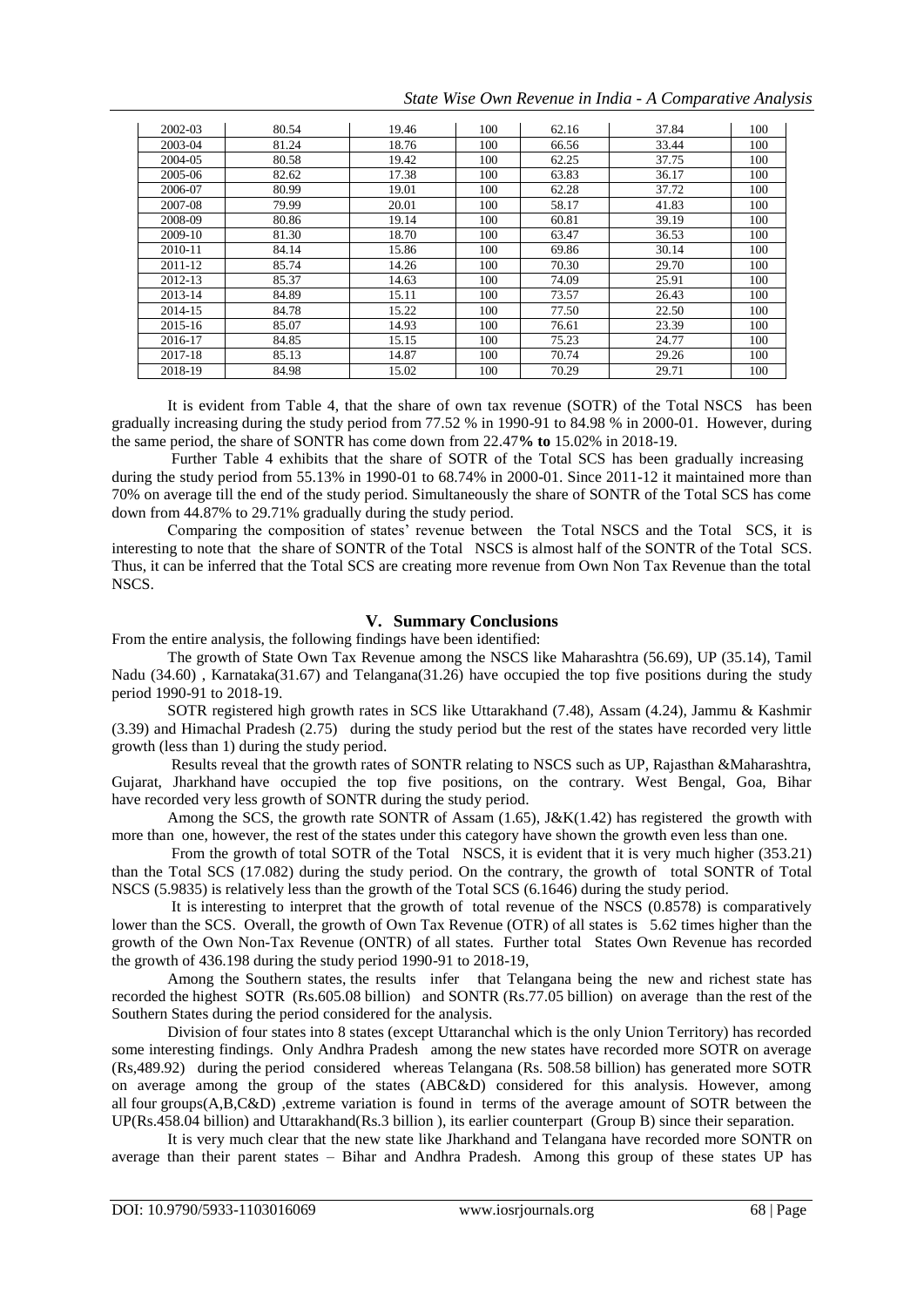| 2002-03 | 80.54 | 19.46 | 100 | 62.16 | 37.84 | 100 |
|---|---|---|---|---|---|---|
| 2003-04 | 81.24 | 18.76 | 100 | 66.56 | 33.44 | 100 |
| 2004-05 | 80.58 | 19.42 | 100 | 62.25 | 37.75 | 100 |
| 2005-06 | 82.62 | 17.38 | 100 | 63.83 | 36.17 | 100 |
| 2006-07 | 80.99 | 19.01 | 100 | 62.28 | 37.72 | 100 |
| 2007-08 | 79.99 | 20.01 | 100 | 58.17 | 41.83 | 100 |
| 2008-09 | 80.86 | 19.14 | 100 | 60.81 | 39.19 | 100 |
| 2009-10 | 81.30 | 18.70 | 100 | 63.47 | 36.53 | 100 |
| 2010-11 | 84.14 | 15.86 | 100 | 69.86 | 30.14 | 100 |
| 2011-12 | 85.74 | 14.26 | 100 | 70.30 | 29.70 | 100 |
| 2012-13 | 85.37 | 14.63 | 100 | 74.09 | 25.91 | 100 |
| 2013-14 | 84.89 | 15.11 | 100 | 73.57 | 26.43 | 100 |
| 2014-15 | 84.78 | 15.22 | 100 | 77.50 | 22.50 | 100 |
| 2015-16 | 85.07 | 14.93 | 100 | 76.61 | 23.39 | 100 |
| 2016-17 | 84.85 | 15.15 | 100 | 75.23 | 24.77 | 100 |
| 2017-18 | 85.13 | 14.87 | 100 | 70.74 | 29.26 | 100 |
| 2018-19 | 84.98 | 15.02 | 100 | 70.29 | 29.71 | 100 |

It is evident from Table 4, that the share of own tax revenue (SOTR) of the Total NSCS has been gradually increasing during the study period from 77.52 % in 1990-91 to 84.98 % in 2000-01. However, during the same period, the share of SONTR has come down from 22.47**% to** 15.02% in 2018-19.

Further Table 4 exhibits that the share of SOTR of the Total SCS has been gradually increasing during the study period from 55.13% in 1990-01 to 68.74% in 2000-01. Since 2011-12 it maintained more than 70% on average till the end of the study period. Simultaneously the share of SONTR of the Total SCS has come down from 44.87% to 29.71% gradually during the study period.

Comparing the composition of states' revenue between the Total NSCS and the Total SCS, it is interesting to note that the share of SONTR of the Total NSCS is almost half of the SONTR of the Total SCS. Thus, it can be inferred that the Total SCS are creating more revenue from Own Non Tax Revenue than the total NSCS.

## V. Summary Conclusions

From the entire analysis, the following findings have been identified:

The growth of State Own Tax Revenue among the NSCS like Maharashtra (56.69), UP (35.14), Tamil Nadu (34.60) , Karnataka(31.67) and Telangana(31.26) have occupied the top five positions during the study period 1990-91 to 2018-19.

SOTR registered high growth rates in SCS like Uttarakhand (7.48), Assam (4.24), Jammu & Kashmir (3.39) and Himachal Pradesh (2.75) during the study period but the rest of the states have recorded very little growth (less than 1) during the study period.

Results reveal that the growth rates of SONTR relating to NSCS such as UP, Rajasthan &Maharashtra, Gujarat, Jharkhand have occupied the top five positions, on the contrary. West Bengal, Goa, Bihar have recorded very less growth of SONTR during the study period.

Among the SCS, the growth rate SONTR of Assam (1.65), J&K(1.42) has registered the growth with more than one, however, the rest of the states under this category have shown the growth even less than one.

From the growth of total SOTR of the Total NSCS, it is evident that it is very much higher (353.21) than the Total SCS (17.082) during the study period. On the contrary, the growth of total SONTR of Total NSCS (5.9835) is relatively less than the growth of the Total SCS (6.1646) during the study period.

It is interesting to interpret that the growth of total revenue of the NSCS (0.8578) is comparatively lower than the SCS. Overall, the growth of Own Tax Revenue (OTR) of all states is 5.62 times higher than the growth of the Own Non-Tax Revenue (ONTR) of all states. Further total States Own Revenue has recorded the growth of 436.198 during the study period 1990-91 to 2018-19,

Among the Southern states, the results infer that Telangana being the new and richest state has recorded the highest SOTR (Rs.605.08 billion) and SONTR (Rs.77.05 billion) on average than the rest of the Southern States during the period considered for the analysis.

Division of four states into 8 states (except Uttaranchal which is the only Union Territory) has recorded some interesting findings. Only Andhra Pradesh among the new states have recorded more SOTR on average (Rs,489.92) during the period considered whereas Telangana (Rs. 508.58 billion) has generated more SOTR on average among the group of the states (ABC&D) considered for this analysis. However, among all four groups(A,B,C&D) ,extreme variation is found in terms of the average amount of SOTR between the UP(Rs.458.04 billion) and Uttarakhand(Rs.3 billion ), its earlier counterpart (Group B) since their separation.

It is very much clear that the new state like Jharkhand and Telangana have recorded more SONTR on average than their parent states – Bihar and Andhra Pradesh. Among this group of these states UP has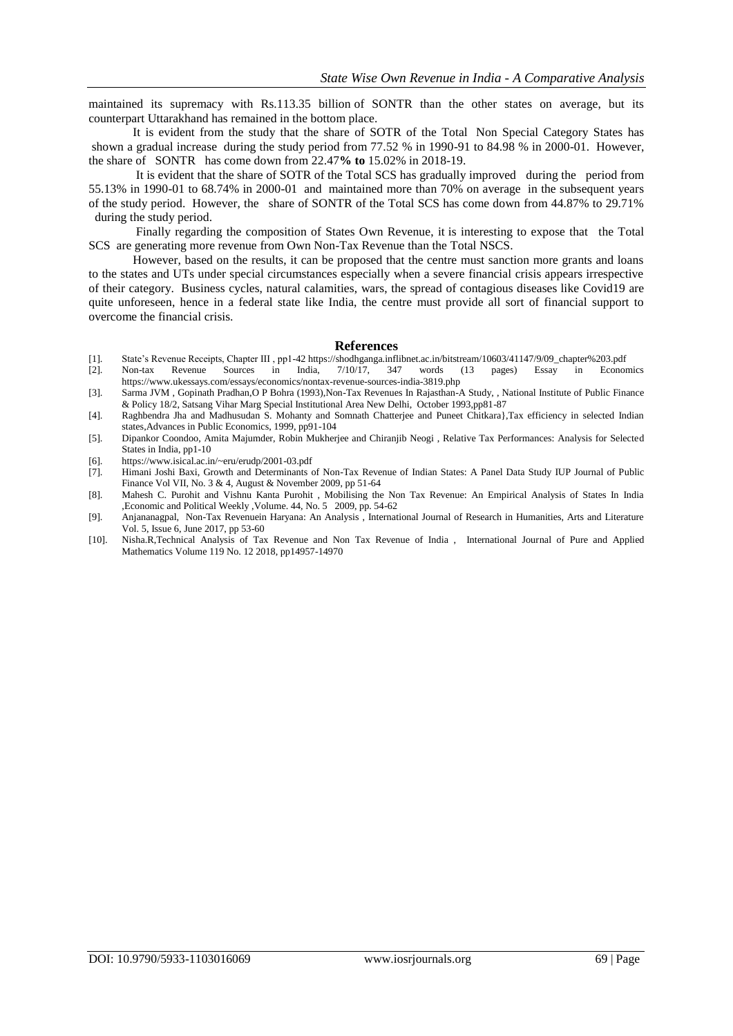maintained its supremacy with Rs.113.35 billion of SONTR than the other states on average, but its counterpart Uttarakhand has remained in the bottom place.

It is evident from the study that the share of SOTR of the Total Non Special Category States has shown a gradual increase during the study period from 77.52 % in 1990-91 to 84.98 % in 2000-01. However, the share of SONTR has come down from 22.47**% to** 15.02% in 2018-19.

It is evident that the share of SOTR of the Total SCS has gradually improved during the period from 55.13% in 1990-01 to 68.74% in 2000-01 and maintained more than 70% on average in the subsequent years of the study period. However, the share of SONTR of the Total SCS has come down from 44.87% to 29.71% during the study period.

Finally regarding the composition of States Own Revenue, it is interesting to expose that the Total SCS are generating more revenue from Own Non-Tax Revenue than the Total NSCS.

However, based on the results, it can be proposed that the centre must sanction more grants and loans to the states and UTs under special circumstances especially when a severe financial crisis appears irrespective of their category. Business cycles, natural calamities, wars, the spread of contagious diseases like Covid19 are quite unforeseen, hence in a federal state like India, the centre must provide all sort of financial support to overcome the financial crisis.

## References

[1]. State's Revenue Receipts, Chapter III , pp1-42 https://shodhganga.inflibnet.ac.in/bitstream/10603/41147/9/09_chapter%203.pdf

[2]. Non-tax Revenue Sources in India, 7/10/17, 347 words (13 pages) Essay in Economics https://www.ukessays.com/essays/economics/nontax-revenue-sources-india-3819.php

[3]. Sarma JVM , Gopinath Pradhan,O P Bohra (1993),Non-Tax Revenues In Rajasthan-A Study, , National Institute of Public Finance & Policy 18/2, Satsang Vihar Marg Special Institutional Area New Delhi, October 1993,pp81-87

[4]. Raghbendra Jha and Madhusudan S. Mohanty and Somnath Chatterjee and Puneet Chitkara},Tax efficiency in selected Indian states,Advances in Public Economics, 1999, pp91-104

[5]. Dipankor Coondoo, Amita Majumder, Robin Mukherjee and Chiranjib Neogi , Relative Tax Performances: Analysis for Selected States in India, pp1-10

[6]. https://www.isical.ac.in/~eru/erudp/2001-03.pdf

[7]. Himani Joshi Baxi, Growth and Determinants of Non-Tax Revenue of Indian States: A Panel Data Study IUP Journal of Public Finance Vol VII, No. 3 & 4, August & November 2009, pp 51-64

[8]. Mahesh C. Purohit and Vishnu Kanta Purohit , Mobilising the Non Tax Revenue: An Empirical Analysis of States In India ,Economic and Political Weekly ,Volume. 44, No. 5 2009, pp. 54-62

[9]. Anjananagpal, Non-Tax Revenuein Haryana: An Analysis , International Journal of Research in Humanities, Arts and Literature Vol. 5, Issue 6, June 2017, pp 53-60

[10]. Nisha.R,Technical Analysis of Tax Revenue and Non Tax Revenue of India , International Journal of Pure and Applied Mathematics Volume 119 No. 12 2018, pp14957-14970